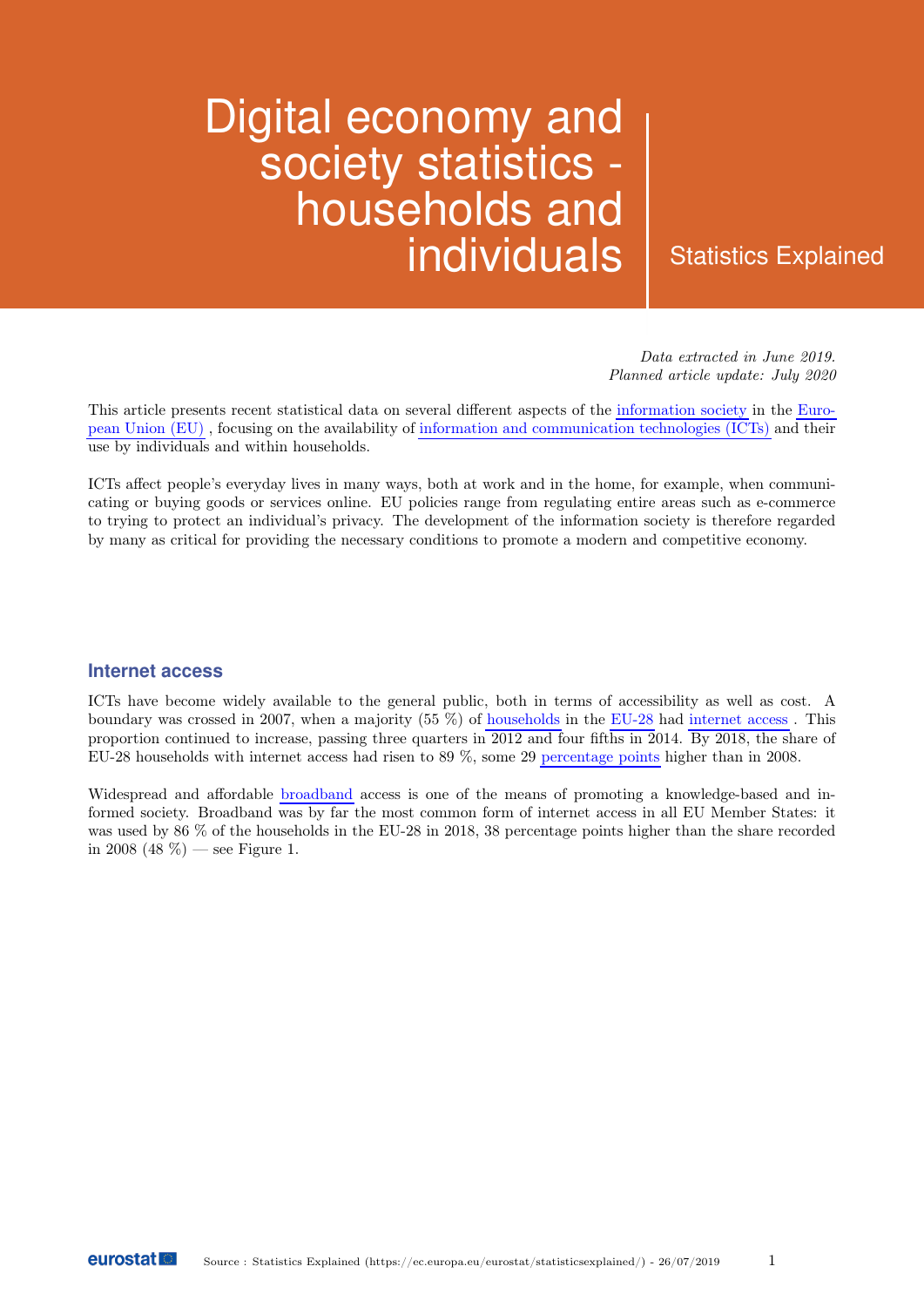# Digital economy and society statistics - households and individuals

Statistics Explained

*Data extracted in June 2019.*
*Planned article update: July 2020*

This article presents recent statistical data on several different aspects of the information society in the European Union (EU) , focusing on the availability of information and communication technologies (ICTs) and their use by individuals and within households.

ICTs affect people's everyday lives in many ways, both at work and in the home, for example, when communicating or buying goods or services online. EU policies range from regulating entire areas such as e-commerce to trying to protect an individual's privacy. The development of the information society is therefore regarded by many as critical for providing the necessary conditions to promote a modern and competitive economy.

## Internet access

ICTs have become widely available to the general public, both in terms of accessibility as well as cost. A boundary was crossed in 2007, when a majority (55 %) of households in the EU-28 had internet access . This proportion continued to increase, passing three quarters in 2012 and four fifths in 2014. By 2018, the share of EU-28 households with internet access had risen to 89 %, some 29 percentage points higher than in 2008.

Widespread and affordable broadband access is one of the means of promoting a knowledge-based and informed society. Broadband was by far the most common form of internet access in all EU Member States: it was used by 86 % of the households in the EU-28 in 2018, 38 percentage points higher than the share recorded in 2008 (48 %) — see Figure 1.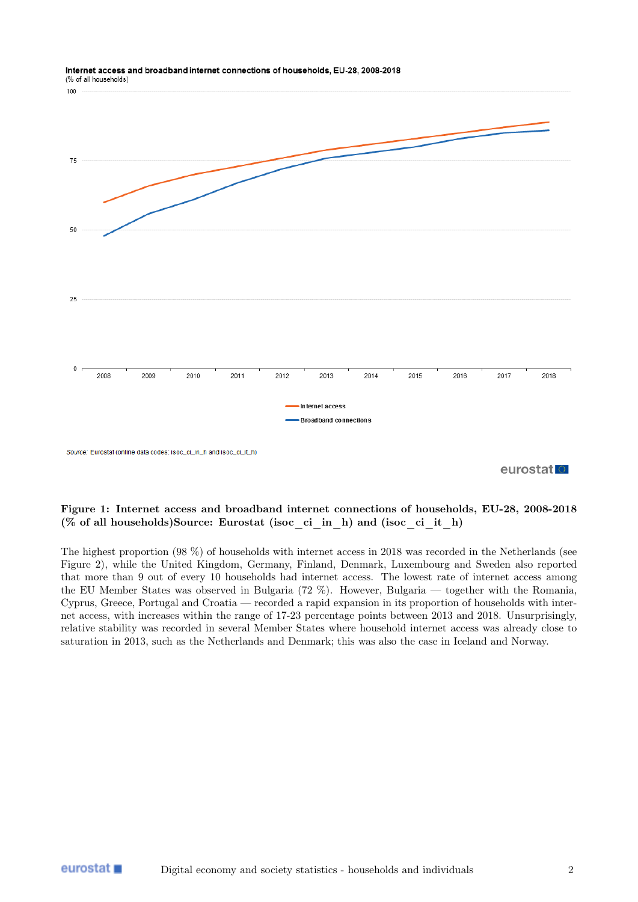**Figure 1: Internet access and broadband internet connections of households, EU-28, 2008-2018 (% of all households)Source: Eurostat (isoc_ci_in_h) and (isoc_ci_it_h)**

The highest proportion (98 %) of households with internet access in 2018 was recorded in the Netherlands (see Figure 2), while the United Kingdom, Germany, Finland, Denmark, Luxembourg and Sweden also reported that more than 9 out of every 10 households had internet access. The lowest rate of internet access among the EU Member States was observed in Bulgaria (72 %). However, Bulgaria — together with the Romania, Cyprus, Greece, Portugal and Croatia — recorded a rapid expansion in its proportion of households with internet access, with increases within the range of 17-23 percentage points between 2013 and 2018. Unsurprisingly, relative stability was recorded in several Member States where household internet access was already close to saturation in 2013, such as the Netherlands and Denmark; this was also the case in Iceland and Norway.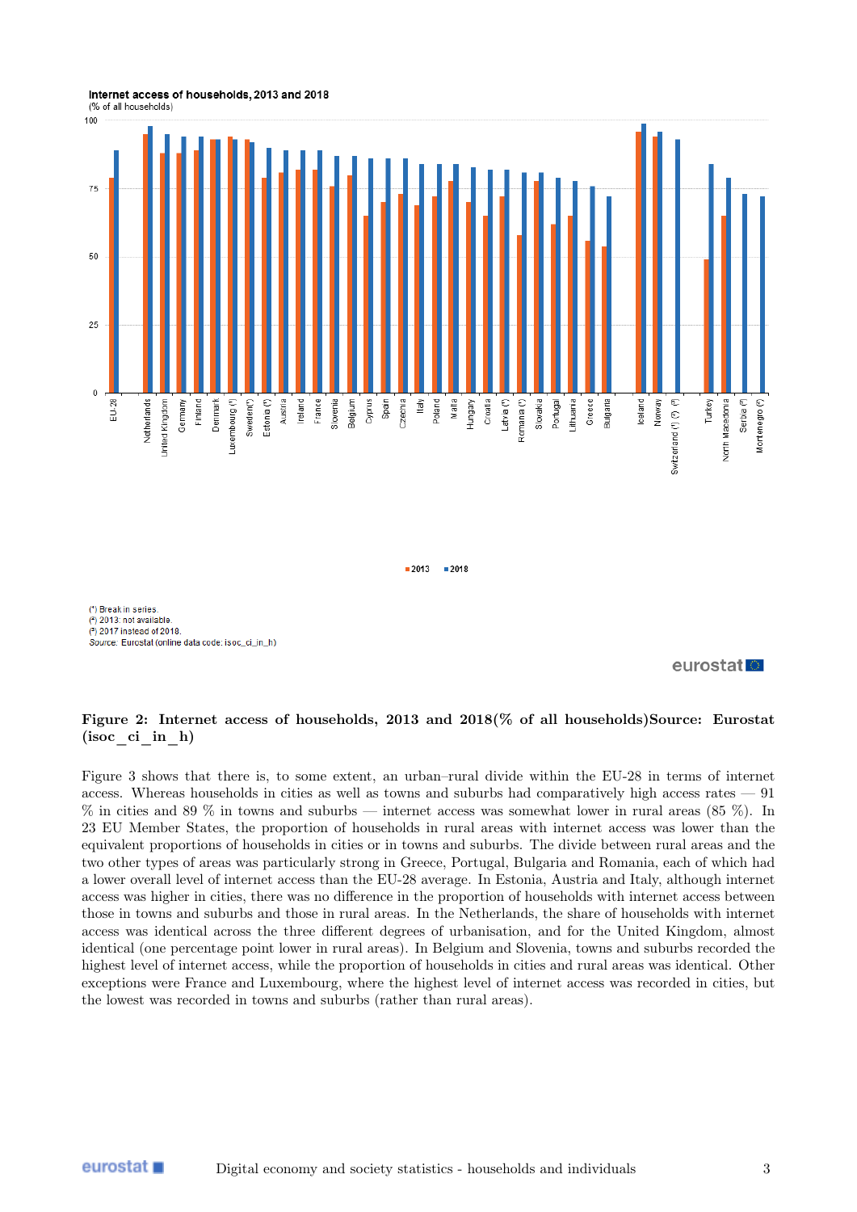**Figure 2: Internet access of households, 2013 and 2018(% of all households)Source: Eurostat (isoc_ci_in_h)**

Figure 3 shows that there is, to some extent, an urban–rural divide within the EU-28 in terms of internet access. Whereas households in cities as well as towns and suburbs had comparatively high access rates — 91 % in cities and 89 % in towns and suburbs — internet access was somewhat lower in rural areas (85 %). In 23 EU Member States, the proportion of households in rural areas with internet access was lower than the equivalent proportions of households in cities or in towns and suburbs. The divide between rural areas and the two other types of areas was particularly strong in Greece, Portugal, Bulgaria and Romania, each of which had a lower overall level of internet access than the EU-28 average. In Estonia, Austria and Italy, although internet access was higher in cities, there was no difference in the proportion of households with internet access between those in towns and suburbs and those in rural areas. In the Netherlands, the share of households with internet access was identical across the three different degrees of urbanisation, and for the United Kingdom, almost identical (one percentage point lower in rural areas). In Belgium and Slovenia, towns and suburbs recorded the highest level of internet access, while the proportion of households in cities and rural areas was identical. Other exceptions were France and Luxembourg, where the highest level of internet access was recorded in cities, but the lowest was recorded in towns and suburbs (rather than rural areas).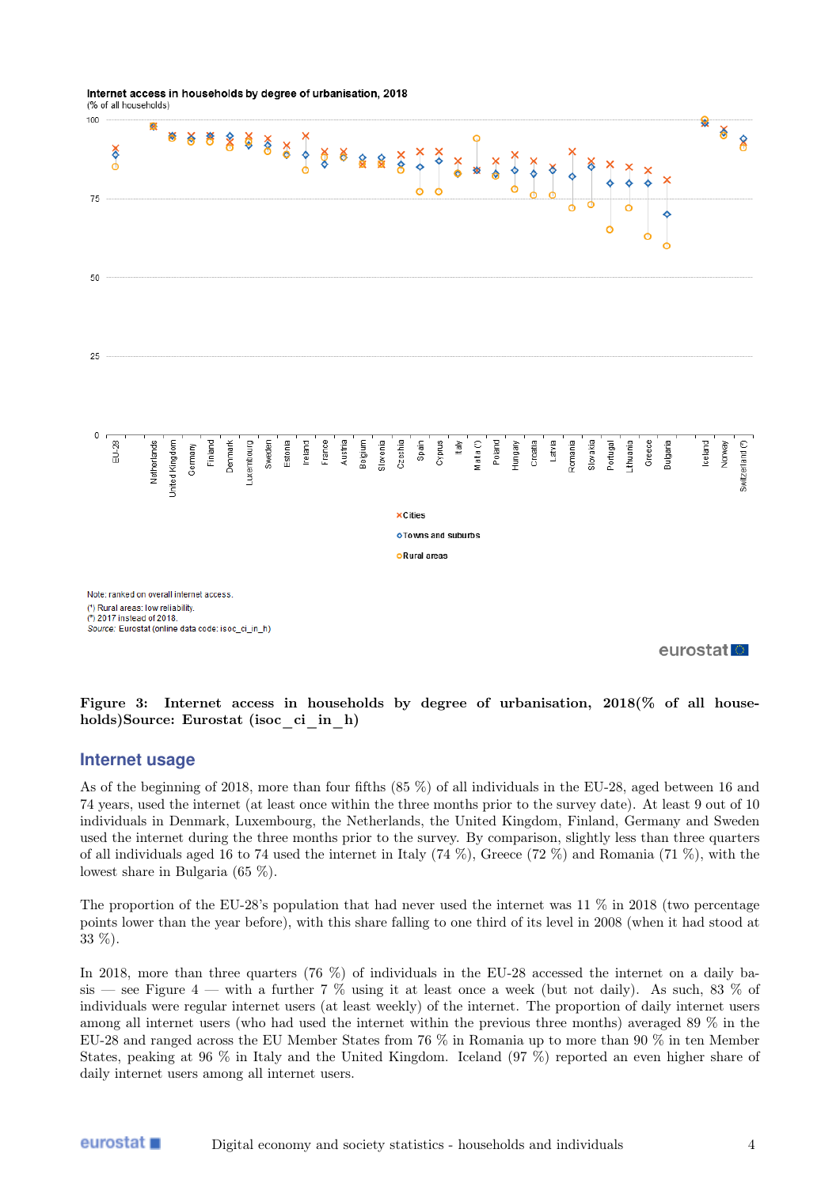**Figure 3: Internet access in households by degree of urbanisation, 2018(% of all households)Source: Eurostat (isoc_ci_in_h)**

## Internet usage

As of the beginning of 2018, more than four fifths (85 %) of all individuals in the EU-28, aged between 16 and 74 years, used the internet (at least once within the three months prior to the survey date). At least 9 out of 10 individuals in Denmark, Luxembourg, the Netherlands, the United Kingdom, Finland, Germany and Sweden used the internet during the three months prior to the survey. By comparison, slightly less than three quarters of all individuals aged 16 to 74 used the internet in Italy (74 %), Greece (72 %) and Romania (71 %), with the lowest share in Bulgaria (65 %).

The proportion of the EU-28's population that had never used the internet was 11 % in 2018 (two percentage points lower than the year before), with this share falling to one third of its level in 2008 (when it had stood at 33 %).

In 2018, more than three quarters (76 %) of individuals in the EU-28 accessed the internet on a daily basis — see Figure 4 — with a further 7 % using it at least once a week (but not daily). As such, 83 % of individuals were regular internet users (at least weekly) of the internet. The proportion of daily internet users among all internet users (who had used the internet within the previous three months) averaged 89 % in the EU-28 and ranged across the EU Member States from 76 % in Romania up to more than 90 % in ten Member States, peaking at 96 % in Italy and the United Kingdom. Iceland (97 %) reported an even higher share of daily internet users among all internet users.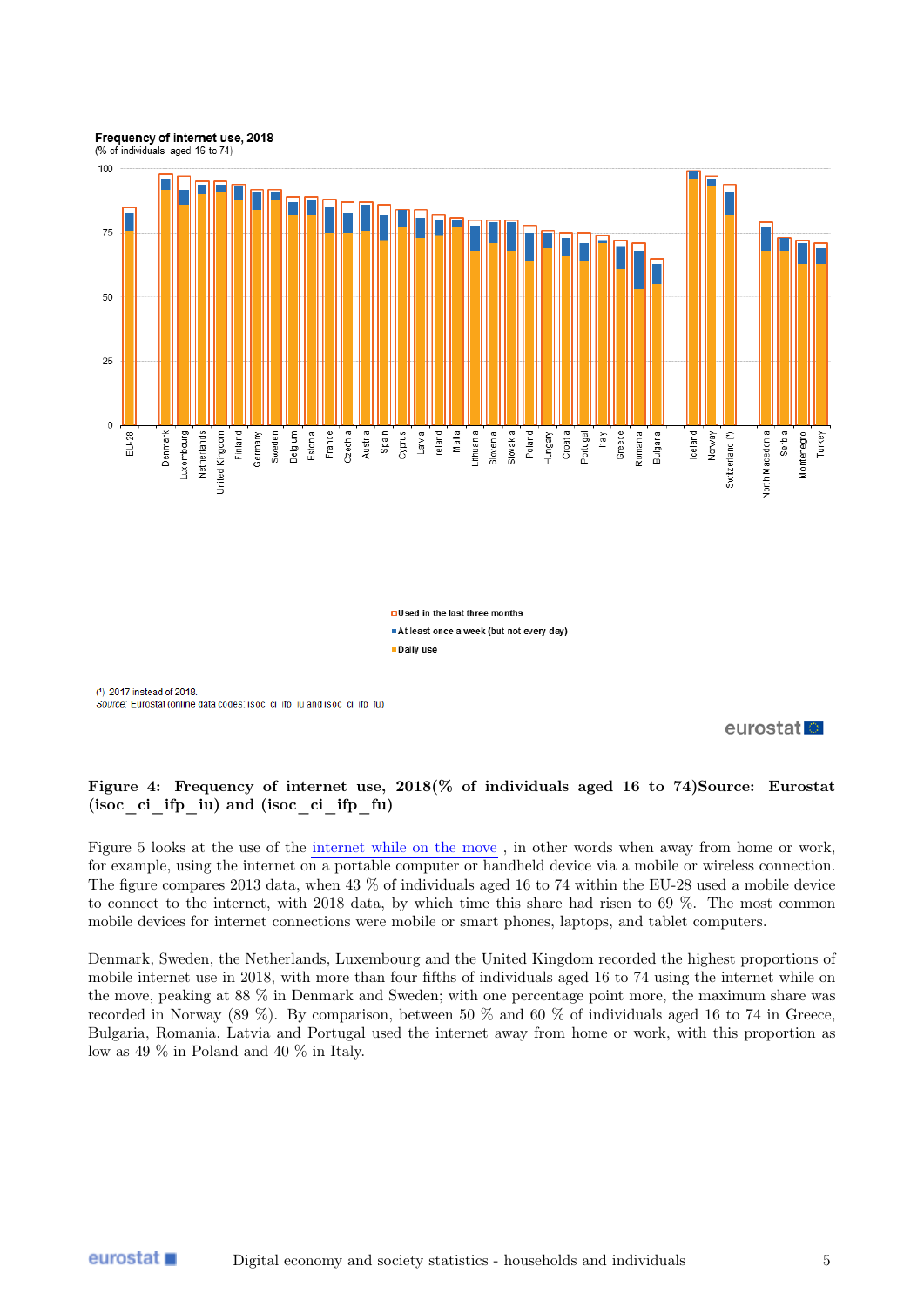**Figure 4: Frequency of internet use, 2018(% of individuals aged 16 to 74)Source: Eurostat (isoc_ci_ifp_iu) and (isoc_ci_ifp_fu)**

Figure 5 looks at the use of the internet while on the move , in other words when away from home or work, for example, using the internet on a portable computer or handheld device via a mobile or wireless connection. The figure compares 2013 data, when 43 % of individuals aged 16 to 74 within the EU-28 used a mobile device to connect to the internet, with 2018 data, by which time this share had risen to 69 %. The most common mobile devices for internet connections were mobile or smart phones, laptops, and tablet computers.

Denmark, Sweden, the Netherlands, Luxembourg and the United Kingdom recorded the highest proportions of mobile internet use in 2018, with more than four fifths of individuals aged 16 to 74 using the internet while on the move, peaking at 88 % in Denmark and Sweden; with one percentage point more, the maximum share was recorded in Norway (89 %). By comparison, between 50 % and 60 % of individuals aged 16 to 74 in Greece, Bulgaria, Romania, Latvia and Portugal used the internet away from home or work, with this proportion as low as 49 % in Poland and 40 % in Italy.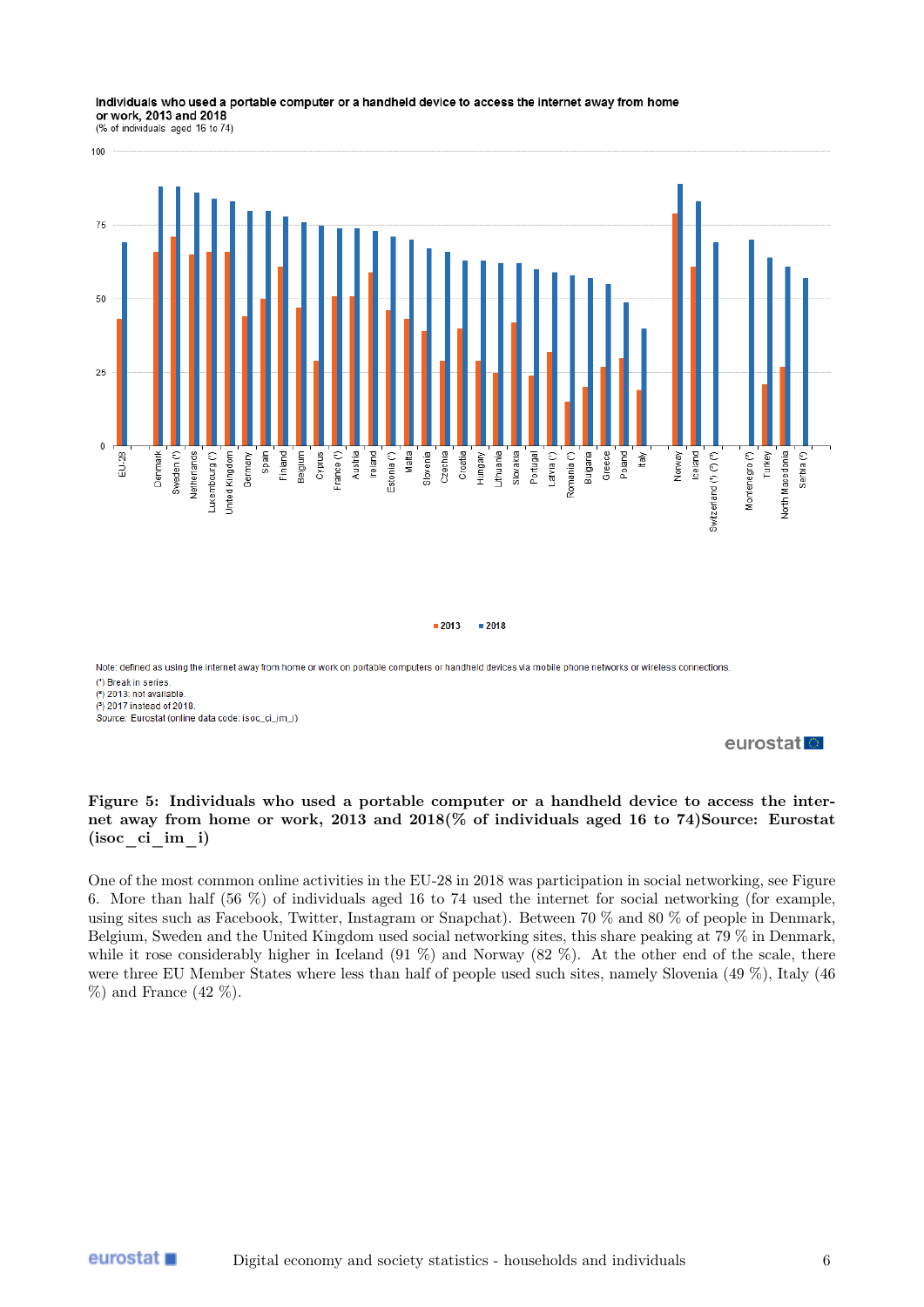**Individuals who used a portable computer or a handheld device to access the internet away from home or work, 2013 and 2018**
(% of individuals aged 16 to 74)

Note: defined as using the internet away from home or work on portable computers or handheld devices via mobile phone networks or wireless connections.
(¹) Break in series.
(²) 2013: not available.
(³) 2017 instead of 2018.
*Source:* Eurostat (online data code: isoc_ci_im_i)

**Figure 5: Individuals who used a portable computer or a handheld device to access the internet away from home or work, 2013 and 2018(% of individuals aged 16 to 74)Source: Eurostat (isoc_ci_im_i)**

One of the most common online activities in the EU-28 in 2018 was participation in social networking, see Figure 6. More than half (56 %) of individuals aged 16 to 74 used the internet for social networking (for example, using sites such as Facebook, Twitter, Instagram or Snapchat). Between 70 % and 80 % of people in Denmark, Belgium, Sweden and the United Kingdom used social networking sites, this share peaking at 79 % in Denmark, while it rose considerably higher in Iceland (91 %) and Norway (82 %). At the other end of the scale, there were three EU Member States where less than half of people used such sites, namely Slovenia (49 %), Italy (46 %) and France (42 %).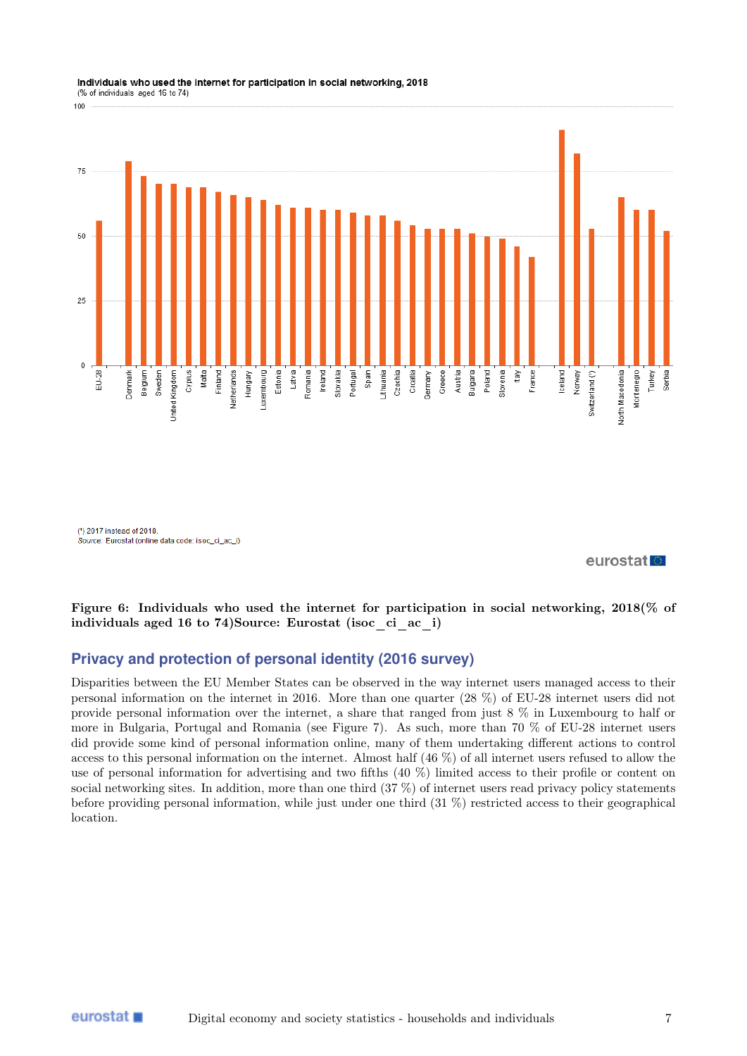Individuals who used the internet for participation in social networking, 2018
(% of individuals aged 16 to 74)

(¹) 2017 instead of 2018.
Source: Eurostat (online data code: isoc_ci_ac_i)

**Figure 6: Individuals who used the internet for participation in social networking, 2018(% of individuals aged 16 to 74)Source: Eurostat (isoc_ci_ac_i)**

## Privacy and protection of personal identity (2016 survey)

Disparities between the EU Member States can be observed in the way internet users managed access to their personal information on the internet in 2016. More than one quarter (28 %) of EU-28 internet users did not provide personal information over the internet, a share that ranged from just 8 % in Luxembourg to half or more in Bulgaria, Portugal and Romania (see Figure 7). As such, more than 70 % of EU-28 internet users did provide some kind of personal information online, many of them undertaking different actions to control access to this personal information on the internet. Almost half (46 %) of all internet users refused to allow the use of personal information for advertising and two fifths (40 %) limited access to their profile or content on social networking sites. In addition, more than one third (37 %) of internet users read privacy policy statements before providing personal information, while just under one third (31 %) restricted access to their geographical location.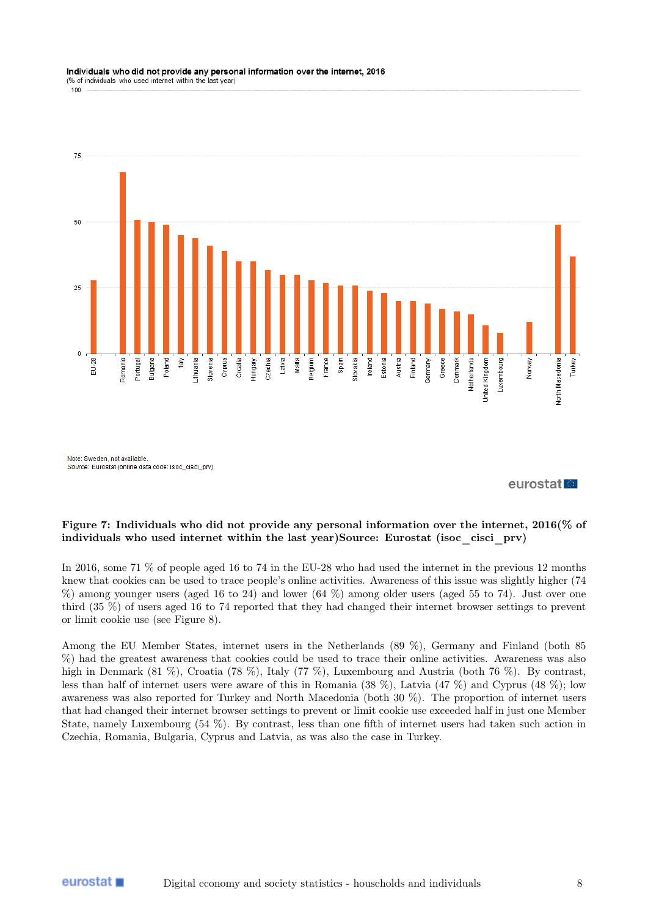Individuals who did not provide any personal information over the internet, 2016
(% of individuals who used internet within the last year)

Note: Sweden, not available.
*Source:* Eurostat (online data code: isoc_cisci_prv)

**Figure 7: Individuals who did not provide any personal information over the internet, 2016(% of individuals who used internet within the last year)Source: Eurostat (isoc_cisci_prv)**

In 2016, some 71 % of people aged 16 to 74 in the EU-28 who had used the internet in the previous 12 months knew that cookies can be used to trace people's online activities. Awareness of this issue was slightly higher (74 %) among younger users (aged 16 to 24) and lower (64 %) among older users (aged 55 to 74). Just over one third (35 %) of users aged 16 to 74 reported that they had changed their internet browser settings to prevent or limit cookie use (see Figure 8).

Among the EU Member States, internet users in the Netherlands (89 %), Germany and Finland (both 85 %) had the greatest awareness that cookies could be used to trace their online activities. Awareness was also high in Denmark (81 %), Croatia (78 %), Italy (77 %), Luxembourg and Austria (both 76 %). By contrast, less than half of internet users were aware of this in Romania (38 %), Latvia (47 %) and Cyprus (48 %); low awareness was also reported for Turkey and North Macedonia (both 30 %). The proportion of internet users that had changed their internet browser settings to prevent or limit cookie use exceeded half in just one Member State, namely Luxembourg (54 %). By contrast, less than one fifth of internet users had taken such action in Czechia, Romania, Bulgaria, Cyprus and Latvia, as was also the case in Turkey.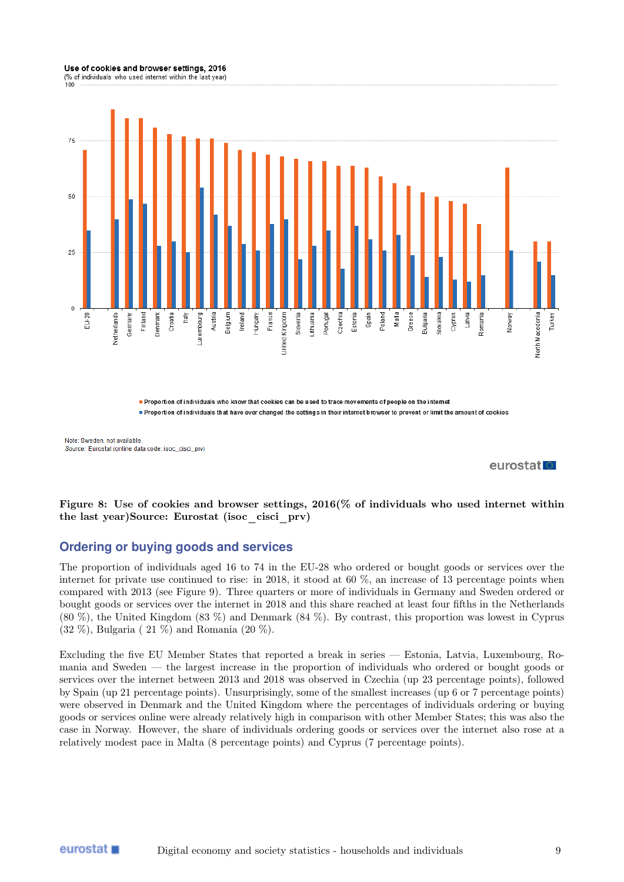**Use of cookies and browser settings, 2016**
(% of individuals who used internet within the last year)

Proportion of individuals who know that cookies can be used to trace movements of people on the internet

Proportion of individuals that have ever changed the settings in their internet browser to prevent or limit the amount of cookies

Note: Sweden, not available.
*Source:* Eurostat (online data code: isoc_cisci_prv)

**Figure 8: Use of cookies and browser settings, 2016(% of individuals who used internet within the last year)Source: Eurostat (isoc_cisci_prv)**

## Ordering or buying goods and services

The proportion of individuals aged 16 to 74 in the EU-28 who ordered or bought goods or services over the internet for private use continued to rise: in 2018, it stood at 60 %, an increase of 13 percentage points when compared with 2013 (see Figure 9). Three quarters or more of individuals in Germany and Sweden ordered or bought goods or services over the internet in 2018 and this share reached at least four fifths in the Netherlands (80 %), the United Kingdom (83 %) and Denmark (84 %). By contrast, this proportion was lowest in Cyprus (32 %), Bulgaria ( 21 %) and Romania (20 %).

Excluding the five EU Member States that reported a break in series — Estonia, Latvia, Luxembourg, Romania and Sweden — the largest increase in the proportion of individuals who ordered or bought goods or services over the internet between 2013 and 2018 was observed in Czechia (up 23 percentage points), followed by Spain (up 21 percentage points). Unsurprisingly, some of the smallest increases (up 6 or 7 percentage points) were observed in Denmark and the United Kingdom where the percentages of individuals ordering or buying goods or services online were already relatively high in comparison with other Member States; this was also the case in Norway. However, the share of individuals ordering goods or services over the internet also rose at a relatively modest pace in Malta (8 percentage points) and Cyprus (7 percentage points).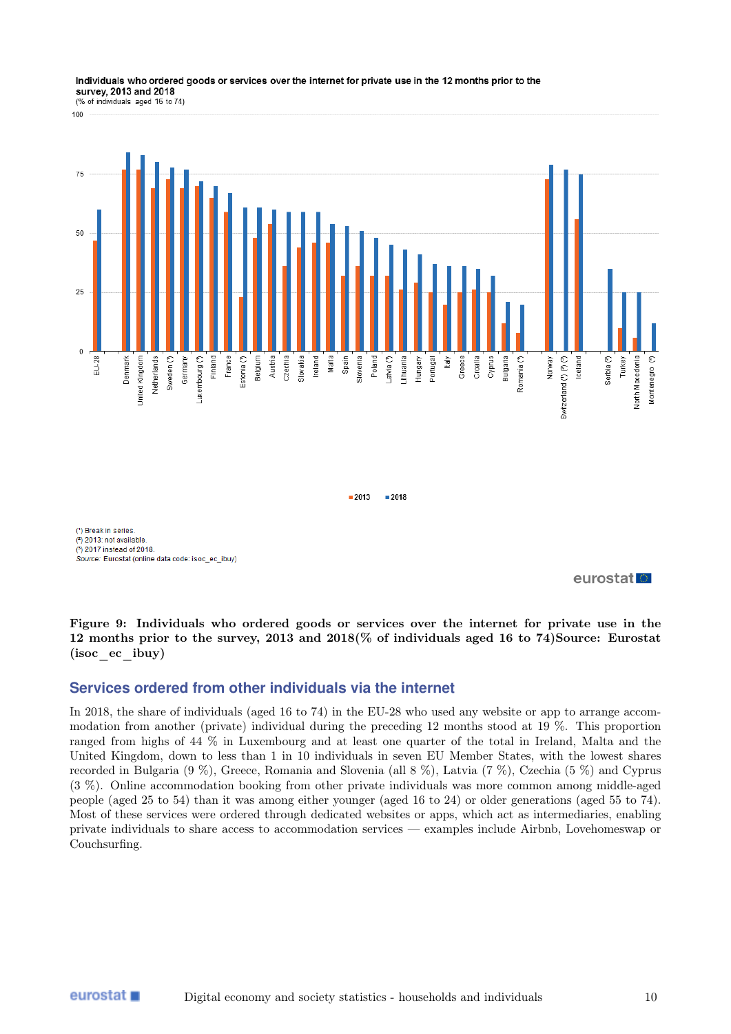**Figure 9: Individuals who ordered goods or services over the internet for private use in the 12 months prior to the survey, 2013 and 2018(% of individuals aged 16 to 74)Source: Eurostat (isoc_ec_ibuy)**

## Services ordered from other individuals via the internet

In 2018, the share of individuals (aged 16 to 74) in the EU-28 who used any website or app to arrange accommodation from another (private) individual during the preceding 12 months stood at 19 %. This proportion ranged from highs of 44 % in Luxembourg and at least one quarter of the total in Ireland, Malta and the United Kingdom, down to less than 1 in 10 individuals in seven EU Member States, with the lowest shares recorded in Bulgaria (9 %), Greece, Romania and Slovenia (all 8 %), Latvia (7 %), Czechia (5 %) and Cyprus (3 %). Online accommodation booking from other private individuals was more common among middle-aged people (aged 25 to 54) than it was among either younger (aged 16 to 24) or older generations (aged 55 to 74). Most of these services were ordered through dedicated websites or apps, which act as intermediaries, enabling private individuals to share access to accommodation services — examples include Airbnb, Lovehomeswap or Couchsurfing.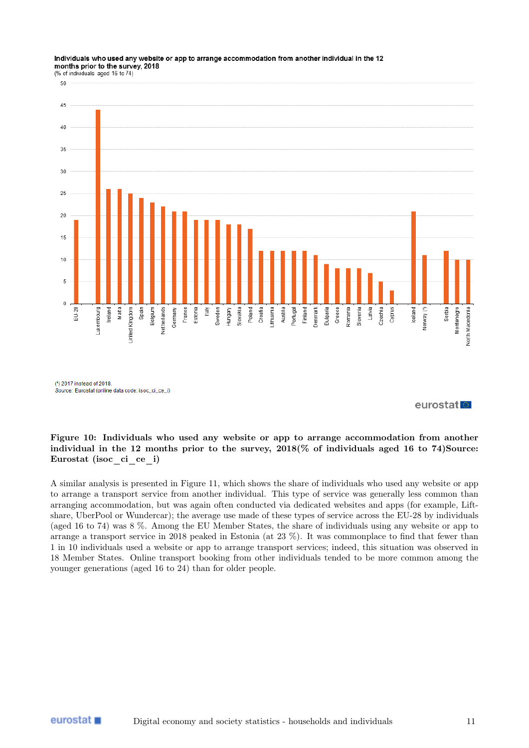Individuals who used any website or app to arrange accommodation from another individual in the 12 months prior to the survey, 2018
(% of individuals aged 16 to 74)

| Country | % |
|---|---|
| EU-28 | 19 |
| Luxembourg | 44 |
| Ireland | 26 |
| Malta | 26 |
| United Kingdom | 25 |
| Spain | 24 |
| Belgium | 23 |
| Netherlands | 22 |
| Germany | 21 |
| France | 21 |
| Estonia | 19 |
| Italy | 19 |
| Sweden | 19 |
| Hungary | 18 |
| Slovakia | 18 |
| Poland | 17 |
| Croatia | 12 |
| Lithuania | 12 |
| Austria | 12 |
| Portugal | 12 |
| Finland | 12 |
| Denmark | 11 |
| Bulgaria | 9 |
| Greece | 8 |
| Romania | 8 |
| Slovenia | 8 |
| Latvia | 7 |
| Czechia | 5 |
| Cyprus | 3 |
| Iceland | 21 |
| Norway (¹) | 11 |
| Serbia | 12 |
| Montenegro | 10 |
| North Macedonia | 10 |

(¹) 2017 instead of 2018.
*Source:* Eurostat (online data code: isoc_ci_ce_i)

**Figure 10: Individuals who used any website or app to arrange accommodation from another individual in the 12 months prior to the survey, 2018(% of individuals aged 16 to 74)Source: Eurostat (isoc_ci_ce_i)**

A similar analysis is presented in Figure 11, which shows the share of individuals who used any website or app to arrange a transport service from another individual. This type of service was generally less common than arranging accommodation, but was again often conducted via dedicated websites and apps (for example, Lift-share, UberPool or Wundercar); the average use made of these types of service across the EU-28 by individuals (aged 16 to 74) was 8 %. Among the EU Member States, the share of individuals using any website or app to arrange a transport service in 2018 peaked in Estonia (at 23 %). It was commonplace to find that fewer than 1 in 10 individuals used a website or app to arrange transport services; indeed, this situation was observed in 18 Member States. Online transport booking from other individuals tended to be more common among the younger generations (aged 16 to 24) than for older people.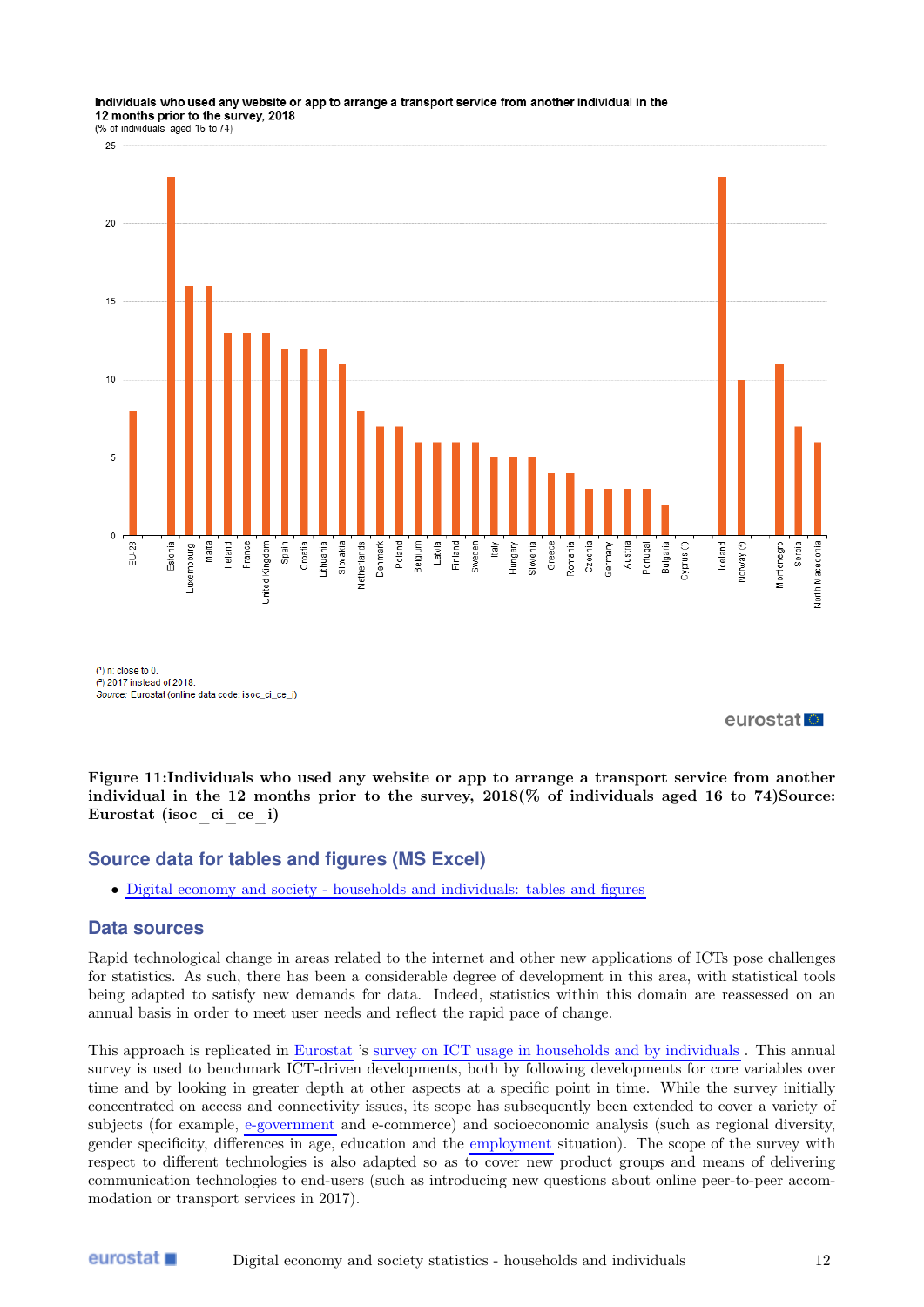Individuals who used any website or app to arrange a transport service from another individual in the 12 months prior to the survey, 2018
(% of individuals aged 16 to 74)

(¹) n: close to 0.
(²) 2017 instead of 2018.
*Source:* Eurostat (online data code: isoc_ci_ce_i)

**Figure 11:Individuals who used any website or app to arrange a transport service from another individual in the 12 months prior to the survey, 2018(% of individuals aged 16 to 74)Source: Eurostat (isoc_ci_ce_i)**

## Source data for tables and figures (MS Excel)

- Digital economy and society - households and individuals: tables and figures

## Data sources

Rapid technological change in areas related to the internet and other new applications of ICTs pose challenges for statistics. As such, there has been a considerable degree of development in this area, with statistical tools being adapted to satisfy new demands for data. Indeed, statistics within this domain are reassessed on an annual basis in order to meet user needs and reflect the rapid pace of change.

This approach is replicated in Eurostat 's survey on ICT usage in households and by individuals . This annual survey is used to benchmark ICT-driven developments, both by following developments for core variables over time and by looking in greater depth at other aspects at a specific point in time. While the survey initially concentrated on access and connectivity issues, its scope has subsequently been extended to cover a variety of subjects (for example, e-government and e-commerce) and socioeconomic analysis (such as regional diversity, gender specificity, differences in age, education and the employment situation). The scope of the survey with respect to different technologies is also adapted so as to cover new product groups and means of delivering communication technologies to end-users (such as introducing new questions about online peer-to-peer accommodation or transport services in 2017).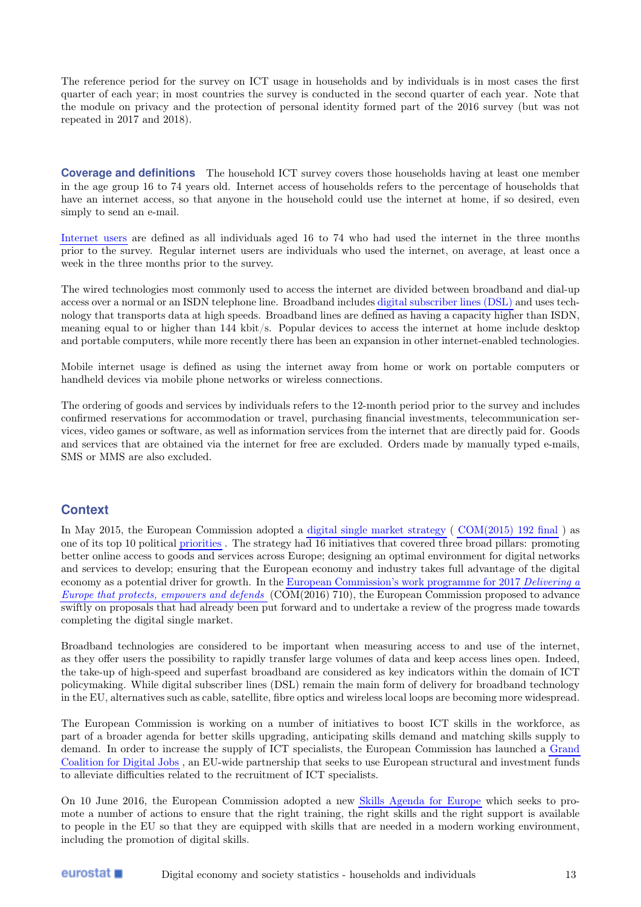The reference period for the survey on ICT usage in households and by individuals is in most cases the first quarter of each year; in most countries the survey is conducted in the second quarter of each year. Note that the module on privacy and the protection of personal identity formed part of the 2016 survey (but was not repeated in 2017 and 2018).

**Coverage and definitions** The household ICT survey covers those households having at least one member in the age group 16 to 74 years old. Internet access of households refers to the percentage of households that have an internet access, so that anyone in the household could use the internet at home, if so desired, even simply to send an e-mail.

Internet users are defined as all individuals aged 16 to 74 who had used the internet in the three months prior to the survey. Regular internet users are individuals who used the internet, on average, at least once a week in the three months prior to the survey.

The wired technologies most commonly used to access the internet are divided between broadband and dial-up access over a normal or an ISDN telephone line. Broadband includes digital subscriber lines (DSL) and uses technology that transports data at high speeds. Broadband lines are defined as having a capacity higher than ISDN, meaning equal to or higher than 144 kbit/s. Popular devices to access the internet at home include desktop and portable computers, while more recently there has been an expansion in other internet-enabled technologies.

Mobile internet usage is defined as using the internet away from home or work on portable computers or handheld devices via mobile phone networks or wireless connections.

The ordering of goods and services by individuals refers to the 12-month period prior to the survey and includes confirmed reservations for accommodation or travel, purchasing financial investments, telecommunication services, video games or software, as well as information services from the internet that are directly paid for. Goods and services that are obtained via the internet for free are excluded. Orders made by manually typed e-mails, SMS or MMS are also excluded.

## Context

In May 2015, the European Commission adopted a digital single market strategy ( COM(2015) 192 final ) as one of its top 10 political priorities . The strategy had 16 initiatives that covered three broad pillars: promoting better online access to goods and services across Europe; designing an optimal environment for digital networks and services to develop; ensuring that the European economy and industry takes full advantage of the digital economy as a potential driver for growth. In the European Commission's work programme for 2017 *Delivering a Europe that protects, empowers and defends* (COM(2016) 710), the European Commission proposed to advance swiftly on proposals that had already been put forward and to undertake a review of the progress made towards completing the digital single market.

Broadband technologies are considered to be important when measuring access to and use of the internet, as they offer users the possibility to rapidly transfer large volumes of data and keep access lines open. Indeed, the take-up of high-speed and superfast broadband are considered as key indicators within the domain of ICT policymaking. While digital subscriber lines (DSL) remain the main form of delivery for broadband technology in the EU, alternatives such as cable, satellite, fibre optics and wireless local loops are becoming more widespread.

The European Commission is working on a number of initiatives to boost ICT skills in the workforce, as part of a broader agenda for better skills upgrading, anticipating skills demand and matching skills supply to demand. In order to increase the supply of ICT specialists, the European Commission has launched a Grand Coalition for Digital Jobs , an EU-wide partnership that seeks to use European structural and investment funds to alleviate difficulties related to the recruitment of ICT specialists.

On 10 June 2016, the European Commission adopted a new Skills Agenda for Europe which seeks to promote a number of actions to ensure that the right training, the right skills and the right support is available to people in the EU so that they are equipped with skills that are needed in a modern working environment, including the promotion of digital skills.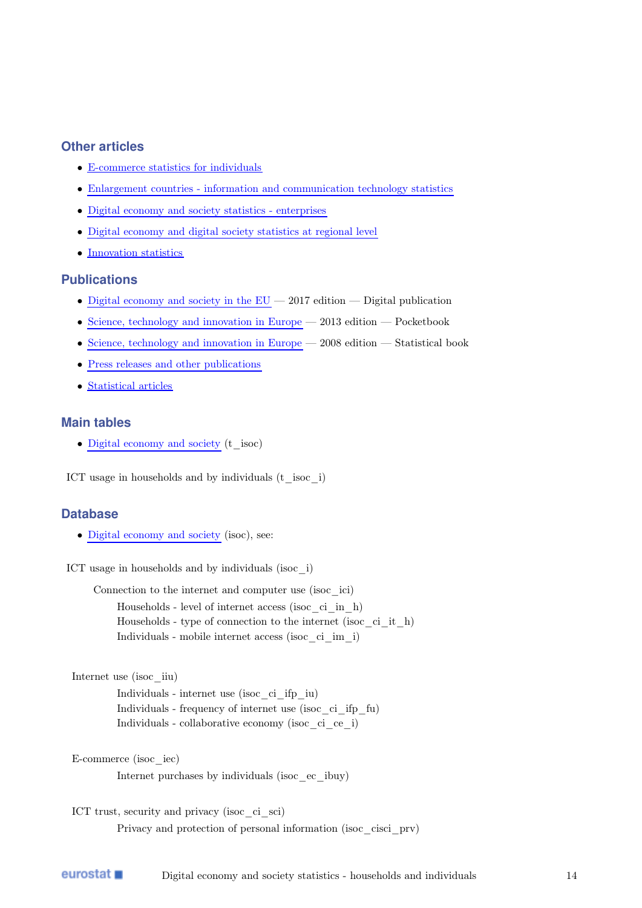## Other articles

- E-commerce statistics for individuals
- Enlargement countries - information and communication technology statistics
- Digital economy and society statistics - enterprises
- Digital economy and digital society statistics at regional level
- Innovation statistics

## Publications

- Digital economy and society in the EU — 2017 edition — Digital publication
- Science, technology and innovation in Europe — 2013 edition — Pocketbook
- Science, technology and innovation in Europe — 2008 edition — Statistical book
- Press releases and other publications
- Statistical articles

## Main tables

- Digital economy and society (t_isoc)

ICT usage in households and by individuals (t_isoc_i)

## Database

- Digital economy and society (isoc), see:

ICT usage in households and by individuals (isoc_i)

Connection to the internet and computer use (isoc_ici)

Households - level of internet access (isoc_ci_in_h)
Households - type of connection to the internet (isoc_ci_it_h)
Individuals - mobile internet access (isoc_ci_im_i)

Internet use (isoc_iiu)

Individuals - internet use (isoc_ci_ifp_iu)
Individuals - frequency of internet use (isoc_ci_ifp_fu)
Individuals - collaborative economy (isoc_ci_ce_i)

E-commerce (isoc_iec)

Internet purchases by individuals (isoc_ec_ibuy)

ICT trust, security and privacy (isoc_ci_sci)

Privacy and protection of personal information (isoc_cisci_prv)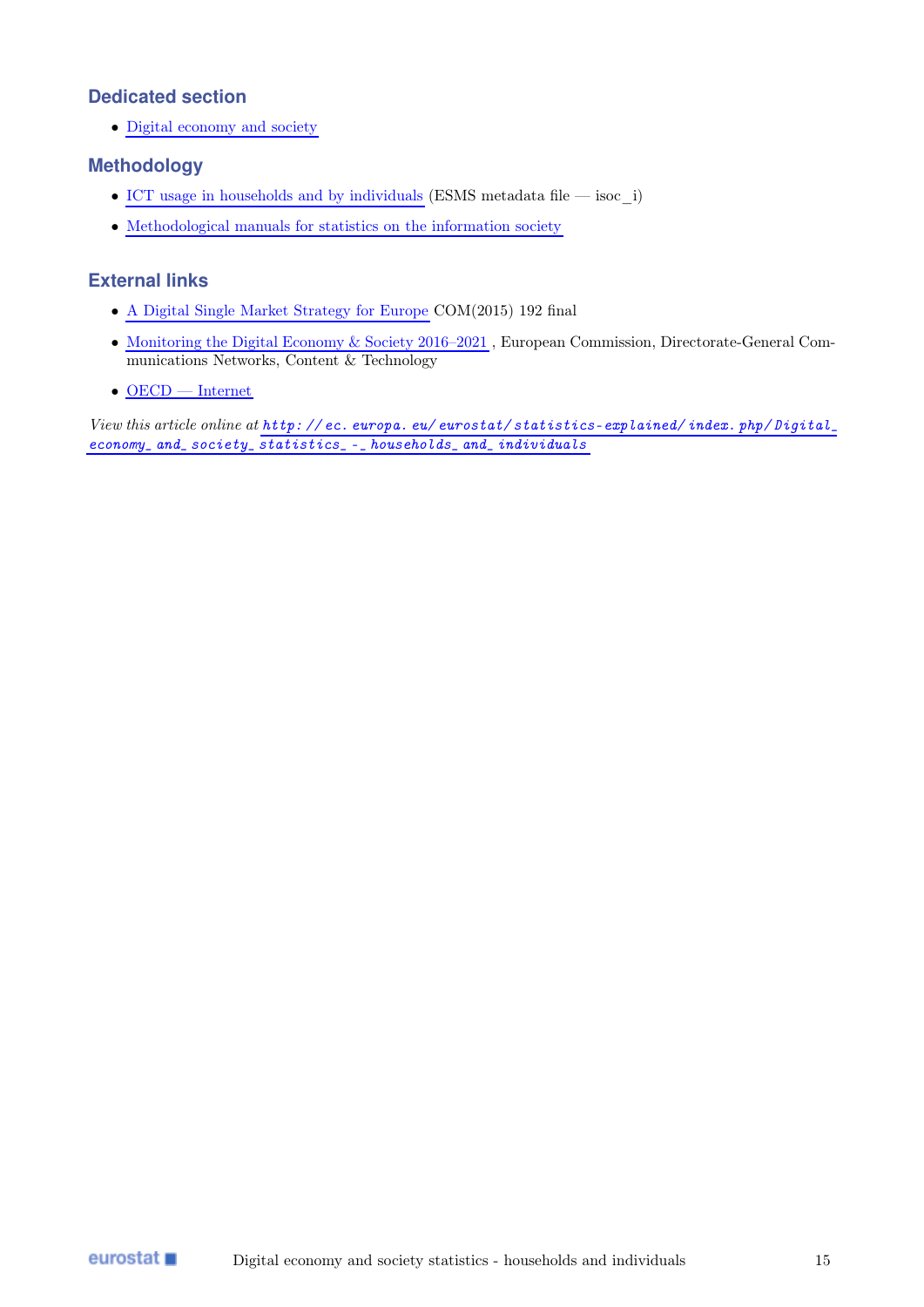## Dedicated section

- Digital economy and society

## Methodology

- ICT usage in households and by individuals (ESMS metadata file — isoc_i)
- Methodological manuals for statistics on the information society

## External links

- A Digital Single Market Strategy for Europe COM(2015) 192 final
- Monitoring the Digital Economy & Society 2016–2021 , European Commission, Directorate-General Communications Networks, Content & Technology
- OECD — Internet

*View this article online at* ***http://ec.europa.eu/eurostat/statistics-explained/index.php/Digital_economy_and_society_statistics_-_households_and_individuals***